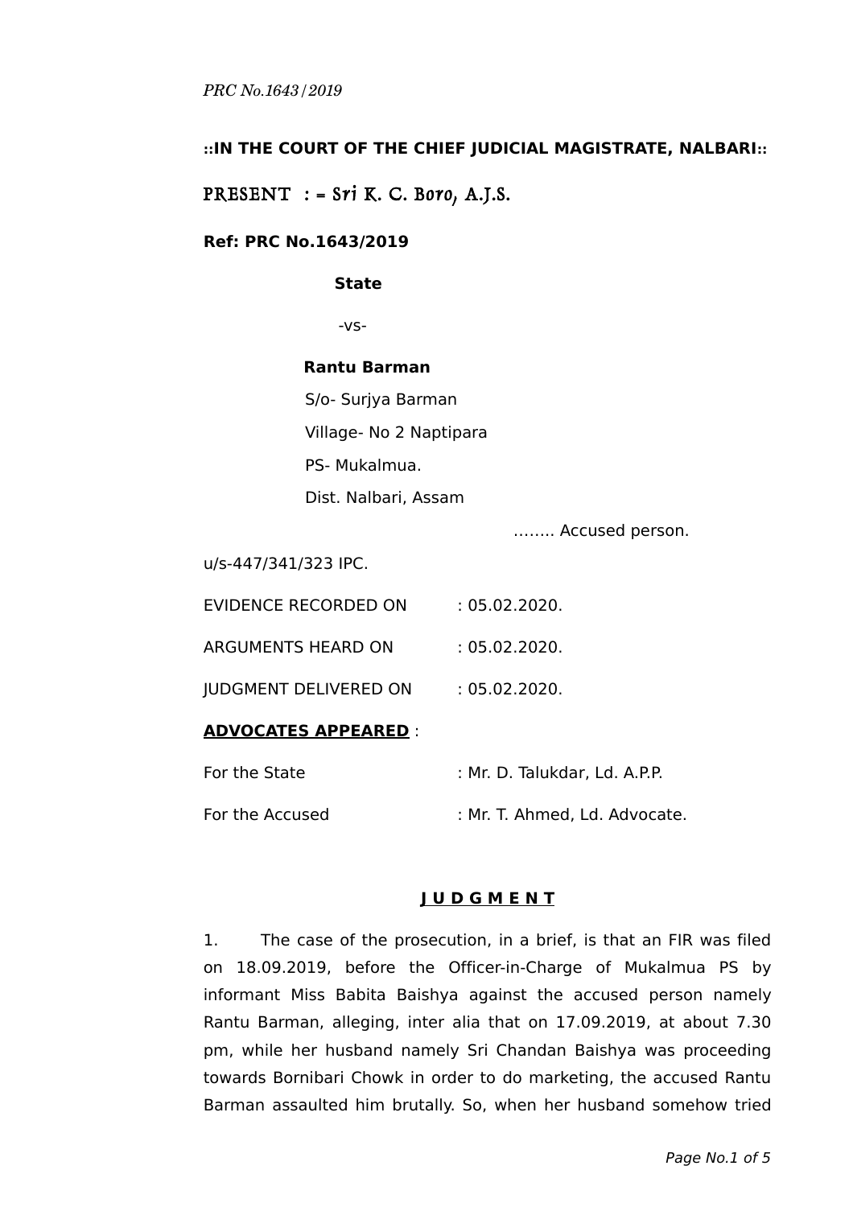**::IN THE COURT OF THE CHIEF JUDICIAL MAGISTRATE, NALBARI::**

PRESENT : = *Sri* K. C. *Boro*, A.J.S.

**Ref: PRC No.1643/2019**

**State**

-vs-

**Rantu Barman**
S/o- Surjya Barman
Village- No 2 Naptipara
PS- Mukalmua.
Dist. Nalbari, Assam

…….. Accused person.

u/s-447/341/323 IPC.

EVIDENCE RECORDED ON : 05.02.2020.

ARGUMENTS HEARD ON : 05.02.2020.

JUDGMENT DELIVERED ON : 05.02.2020.

**ADVOCATES APPEARED** :

For the State : Mr. D. Talukdar, Ld. A.P.P.

For the Accused : Mr. T. Ahmed, Ld. Advocate.

## JUDGMENT

1. The case of the prosecution, in a brief, is that an FIR was filed on 18.09.2019, before the Officer-in-Charge of Mukalmua PS by informant Miss Babita Baishya against the accused person namely Rantu Barman, alleging, inter alia that on 17.09.2019, at about 7.30 pm, while her husband namely Sri Chandan Baishya was proceeding towards Bornibari Chowk in order to do marketing, the accused Rantu Barman assaulted him brutally. So, when her husband somehow tried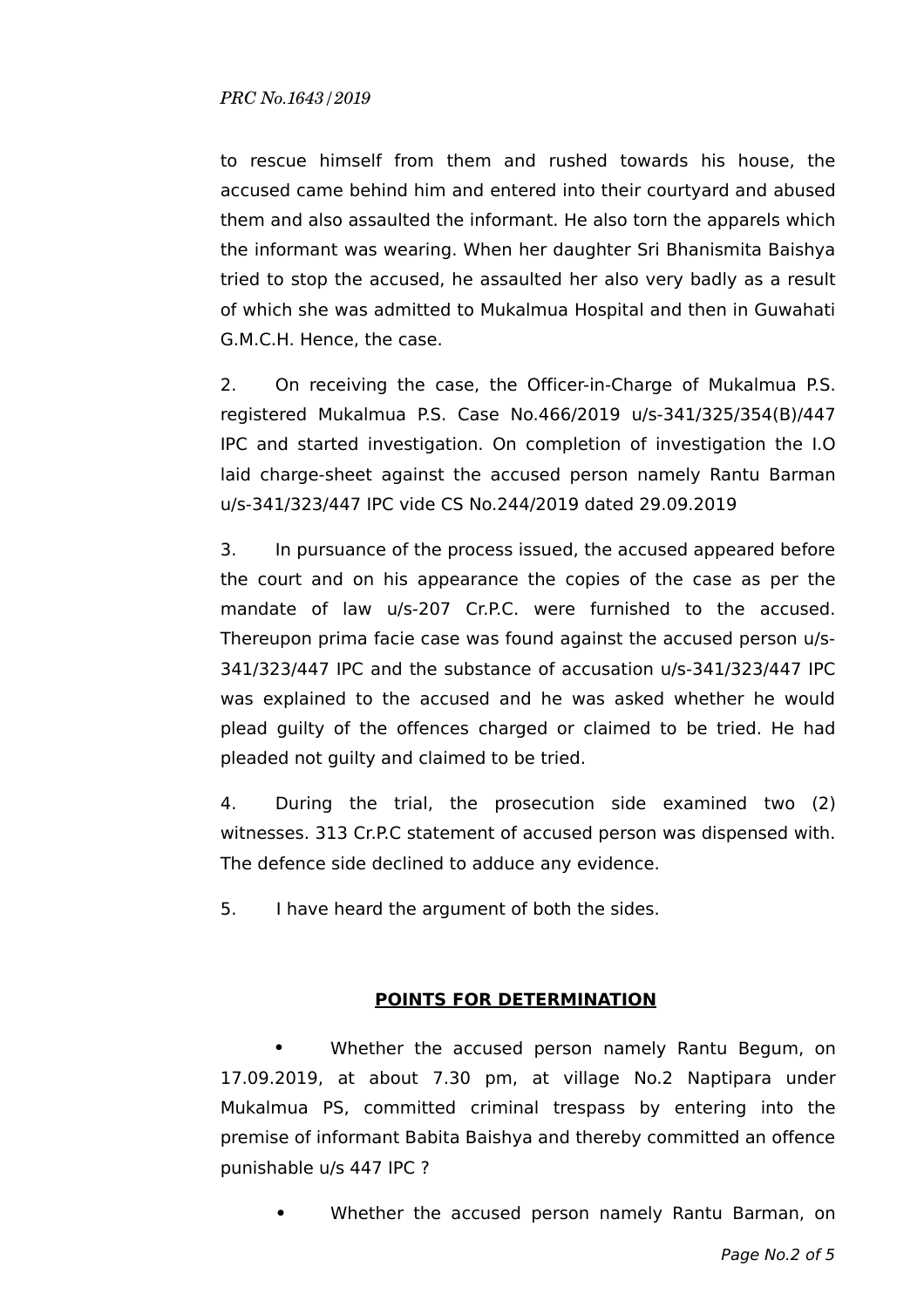to rescue himself from them and rushed towards his house, the accused came behind him and entered into their courtyard and abused them and also assaulted the informant. He also torn the apparels which the informant was wearing. When her daughter Sri Bhanismita Baishya tried to stop the accused, he assaulted her also very badly as a result of which she was admitted to Mukalmua Hospital and then in Guwahati G.M.C.H. Hence, the case.

2. On receiving the case, the Officer-in-Charge of Mukalmua P.S. registered Mukalmua P.S. Case No.466/2019 u/s-341/325/354(B)/447 IPC and started investigation. On completion of investigation the I.O laid charge-sheet against the accused person namely Rantu Barman u/s-341/323/447 IPC vide CS No.244/2019 dated 29.09.2019

3. In pursuance of the process issued, the accused appeared before the court and on his appearance the copies of the case as per the mandate of law u/s-207 Cr.P.C. were furnished to the accused. Thereupon prima facie case was found against the accused person u/s-341/323/447 IPC and the substance of accusation u/s-341/323/447 IPC was explained to the accused and he was asked whether he would plead guilty of the offences charged or claimed to be tried. He had pleaded not guilty and claimed to be tried.

4. During the trial, the prosecution side examined two (2) witnesses. 313 Cr.P.C statement of accused person was dispensed with. The defence side declined to adduce any evidence.

5. I have heard the argument of both the sides.

**POINTS FOR DETERMINATION**

- Whether the accused person namely Rantu Begum, on 17.09.2019, at about 7.30 pm, at village No.2 Naptipara under Mukalmua PS, committed criminal trespass by entering into the premise of informant Babita Baishya and thereby committed an offence punishable u/s 447 IPC ?

- Whether the accused person namely Rantu Barman, on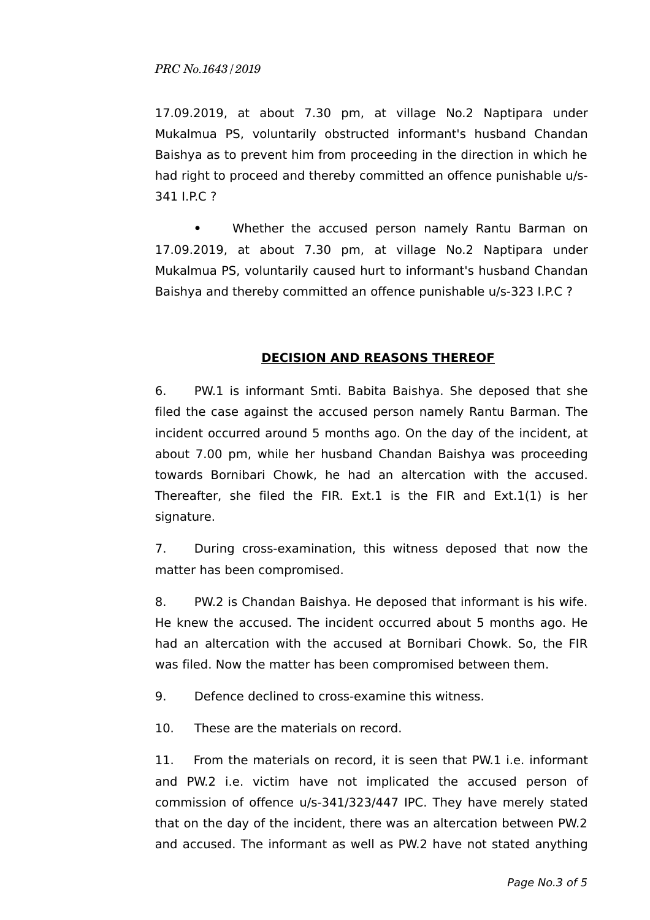17.09.2019, at about 7.30 pm, at village No.2 Naptipara under Mukalmua PS, voluntarily obstructed informant's husband Chandan Baishya as to prevent him from proceeding in the direction in which he had right to proceed and thereby committed an offence punishable u/s-341 I.P.C ?

- Whether the accused person namely Rantu Barman on 17.09.2019, at about 7.30 pm, at village No.2 Naptipara under Mukalmua PS, voluntarily caused hurt to informant's husband Chandan Baishya and thereby committed an offence punishable u/s-323 I.P.C ?

## DECISION AND REASONS THEREOF

6. PW.1 is informant Smti. Babita Baishya. She deposed that she filed the case against the accused person namely Rantu Barman. The incident occurred around 5 months ago. On the day of the incident, at about 7.00 pm, while her husband Chandan Baishya was proceeding towards Bornibari Chowk, he had an altercation with the accused. Thereafter, she filed the FIR. Ext.1 is the FIR and Ext.1(1) is her signature.

7. During cross-examination, this witness deposed that now the matter has been compromised.

8. PW.2 is Chandan Baishya. He deposed that informant is his wife. He knew the accused. The incident occurred about 5 months ago. He had an altercation with the accused at Bornibari Chowk. So, the FIR was filed. Now the matter has been compromised between them.

9. Defence declined to cross-examine this witness.

10. These are the materials on record.

11. From the materials on record, it is seen that PW.1 i.e. informant and PW.2 i.e. victim have not implicated the accused person of commission of offence u/s-341/323/447 IPC. They have merely stated that on the day of the incident, there was an altercation between PW.2 and accused. The informant as well as PW.2 have not stated anything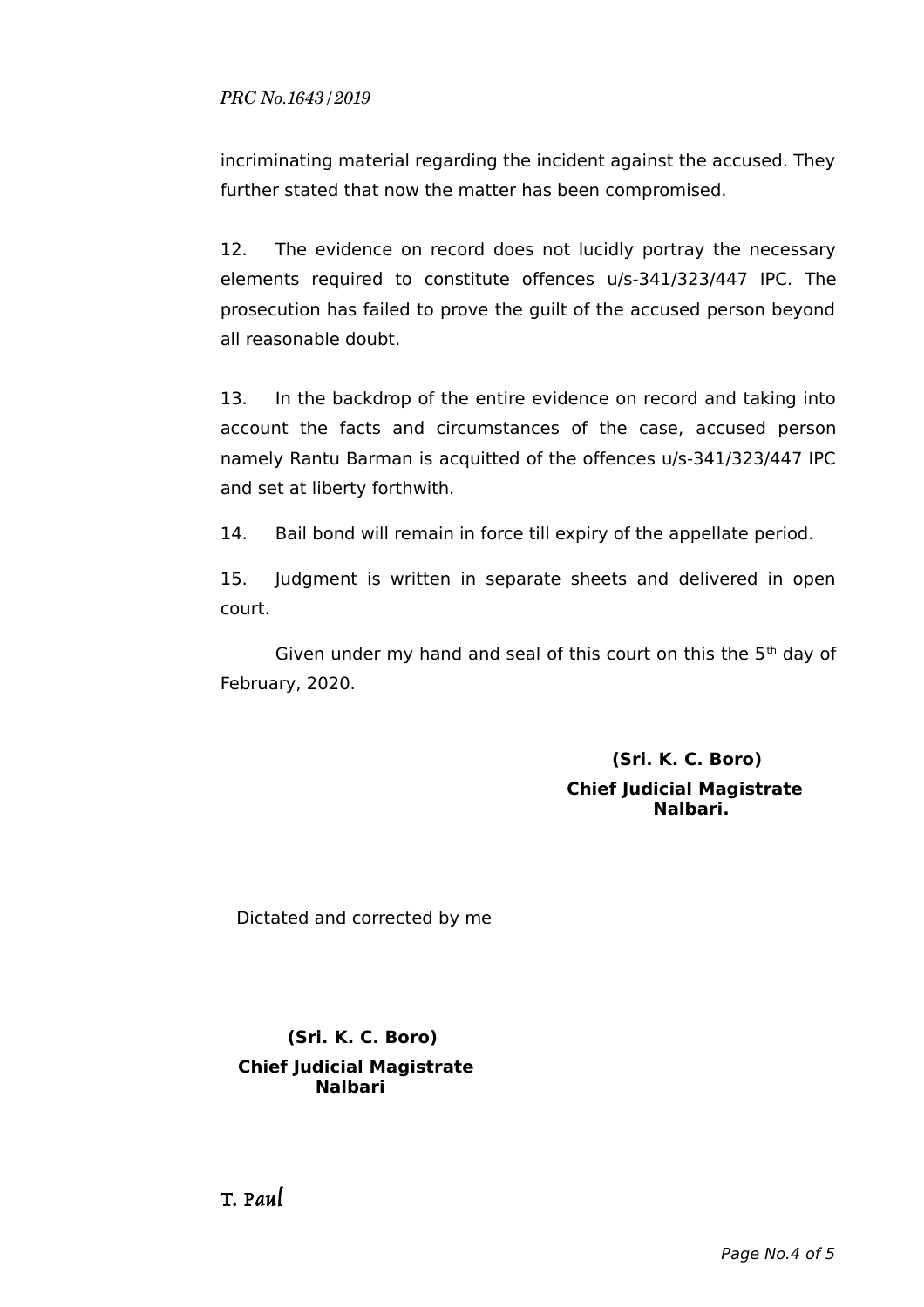incriminating material regarding the incident against the accused. They further stated that now the matter has been compromised.

12. The evidence on record does not lucidly portray the necessary elements required to constitute offences u/s-341/323/447 IPC. The prosecution has failed to prove the guilt of the accused person beyond all reasonable doubt.

13. In the backdrop of the entire evidence on record and taking into account the facts and circumstances of the case, accused person namely Rantu Barman is acquitted of the offences u/s-341/323/447 IPC and set at liberty forthwith.

14. Bail bond will remain in force till expiry of the appellate period.

15. Judgment is written in separate sheets and delivered in open court.

Given under my hand and seal of this court on this the 5th day of February, 2020.

**(Sri. K. C. Boro)**
**Chief Judicial Magistrate**
**Nalbari.**

Dictated and corrected by me

**(Sri. K. C. Boro)**
**Chief Judicial Magistrate**
**Nalbari**

T. Paul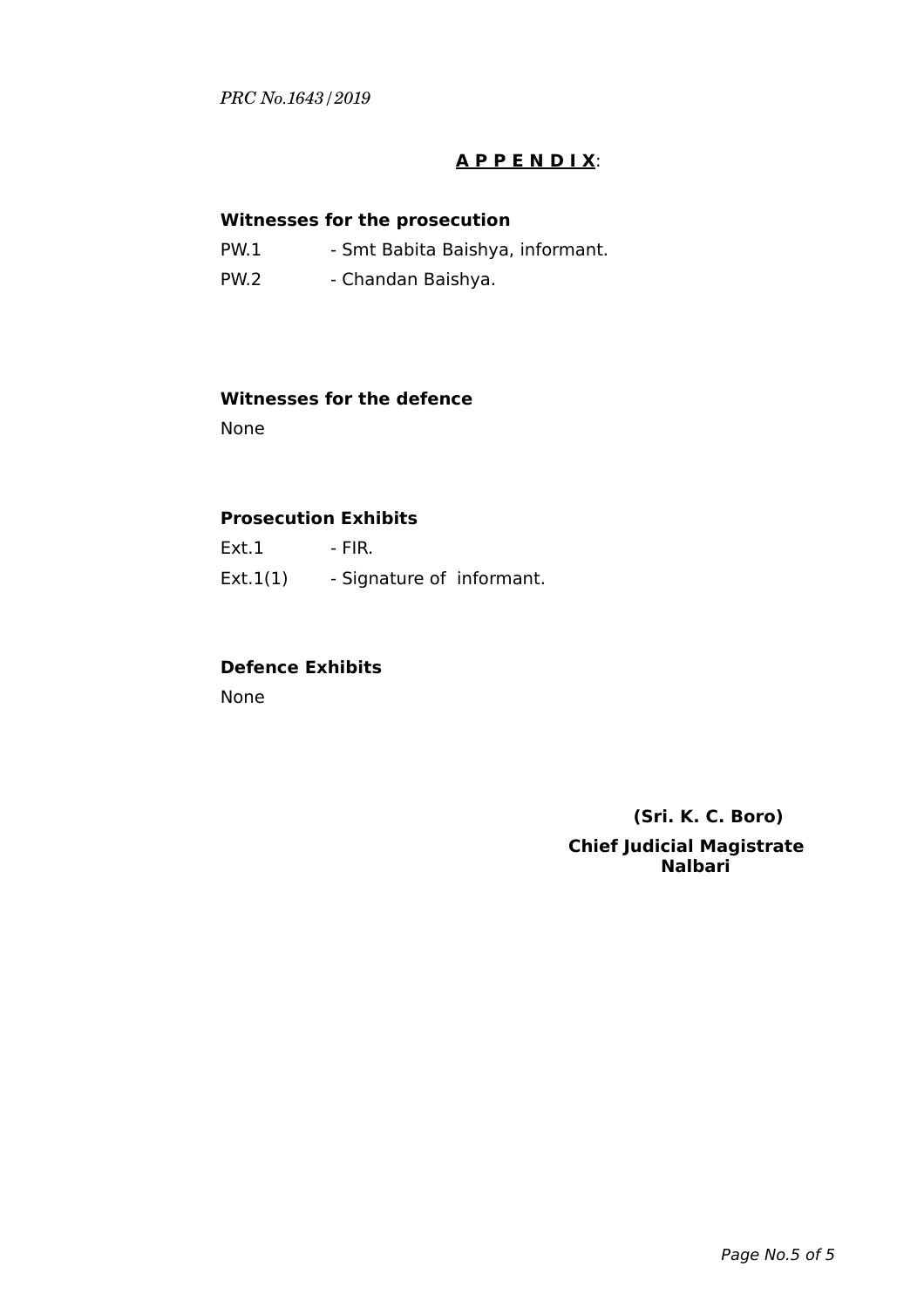## **A P P E N D I X**:

**Witnesses for the prosecution**

PW.1 - Smt Babita Baishya, informant.

PW.2 - Chandan Baishya.

**Witnesses for the defence**

None

**Prosecution Exhibits**

Ext.1 - FIR.

Ext.1(1) - Signature of informant.

**Defence Exhibits**

None

**(Sri. K. C. Boro)**
**Chief Judicial Magistrate**
**Nalbari**